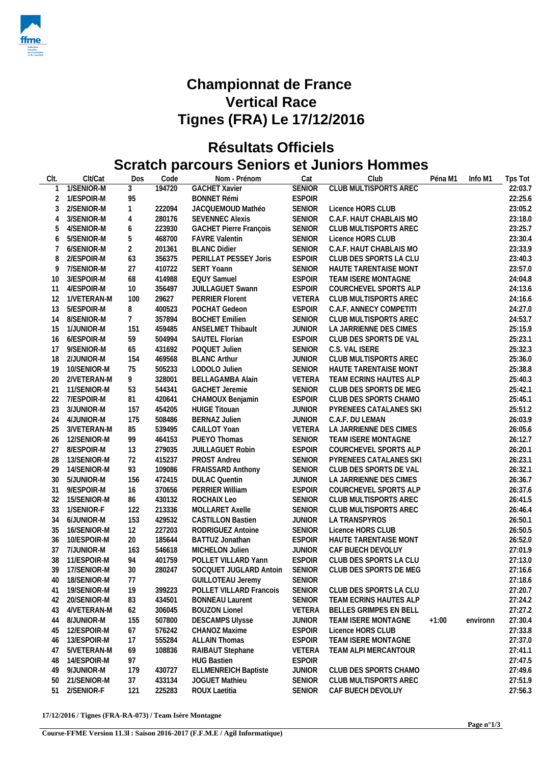# Championnat de France
# Vertical Race
# Tignes (FRA) Le 17/12/2016

## Résultats Officiels
## Scratch parcours Seniors et Juniors Hommes

| Clt. | Clt/Cat | Dos | Code | Nom - Prénom | Cat | Club | Péna M1 | Info M1 | Tps Tot |
|---|---|---|---|---|---|---|---|---|---|
| 1 | 1/SENIOR-M | 3 | 194720 | GACHET Xavier | SENIOR | CLUB MULTISPORTS AREC | | | 22:03.7 |
| 2 | 1/ESPOIR-M | 95 | | BONNET Rémi | ESPOIR | | | | 22:25.6 |
| 3 | 2/SENIOR-M | 1 | 222094 | JACQUEMOUD Mathéo | SENIOR | Licence HORS CLUB | | | 23:05.2 |
| 4 | 3/SENIOR-M | 4 | 280176 | SEVENNEC Alexis | SENIOR | C.A.F. HAUT CHABLAIS MO | | | 23:18.0 |
| 5 | 4/SENIOR-M | 6 | 223930 | GACHET Pierre François | SENIOR | CLUB MULTISPORTS AREC | | | 23:25.7 |
| 6 | 5/SENIOR-M | 5 | 468700 | FAVRE Valentin | SENIOR | Licence HORS CLUB | | | 23:30.4 |
| 7 | 6/SENIOR-M | 2 | 201361 | BLANC Didier | SENIOR | C.A.F. HAUT CHABLAIS MO | | | 23:33.9 |
| 8 | 2/ESPOIR-M | 63 | 356375 | PERILLAT PESSEY Joris | ESPOIR | CLUB DES SPORTS LA CLU | | | 23:40.3 |
| 9 | 7/SENIOR-M | 27 | 410722 | SERT Yoann | SENIOR | HAUTE TARENTAISE MONT | | | 23:57.0 |
| 10 | 3/ESPOIR-M | 68 | 414988 | EQUY Samuel | ESPOIR | TEAM ISERE MONTAGNE | | | 24:04.8 |
| 11 | 4/ESPOIR-M | 10 | 356497 | JUILLAGUET Swann | ESPOIR | COURCHEVEL SPORTS ALP | | | 24:13.6 |
| 12 | 1/VETERAN-M | 100 | 29627 | PERRIER Florent | VETERA | CLUB MULTISPORTS AREC | | | 24:16.6 |
| 13 | 5/ESPOIR-M | 8 | 400523 | POCHAT Gedeon | ESPOIR | C.A.F. ANNECY COMPETITI | | | 24:27.0 |
| 14 | 8/SENIOR-M | 7 | 357894 | BOCHET Emilien | SENIOR | CLUB MULTISPORTS AREC | | | 24:53.7 |
| 15 | 1/JUNIOR-M | 151 | 459485 | ANSELMET Thibault | JUNIOR | LA JARRIENNE DES CIMES | | | 25:15.9 |
| 16 | 6/ESPOIR-M | 59 | 504994 | SAUTEL Florian | ESPOIR | CLUB DES SPORTS DE VAL | | | 25:23.1 |
| 17 | 9/SENIOR-M | 65 | 431692 | POQUET Julien | SENIOR | C.S. VAL ISERE | | | 25:32.3 |
| 18 | 2/JUNIOR-M | 154 | 469568 | BLANC Arthur | JUNIOR | CLUB MULTISPORTS AREC | | | 25:36.0 |
| 19 | 10/SENIOR-M | 75 | 505233 | LODOLO Julien | SENIOR | HAUTE TARENTAISE MONT | | | 25:38.8 |
| 20 | 2/VETERAN-M | 9 | 328001 | BELLAGAMBA Alain | VETERA | TEAM ECRINS HAUTES ALP | | | 25:40.3 |
| 21 | 11/SENIOR-M | 53 | 544341 | GACHET Jeremie | SENIOR | CLUB DES SPORTS DE MEG | | | 25:42.1 |
| 22 | 7/ESPOIR-M | 81 | 420641 | CHAMOUX Benjamin | ESPOIR | CLUB DES SPORTS CHAMO | | | 25:45.1 |
| 23 | 3/JUNIOR-M | 157 | 454205 | HUIGE Titouan | JUNIOR | PYRENEES CATALANES SKI | | | 25:51.2 |
| 24 | 4/JUNIOR-M | 175 | 508486 | BERNAZ Julien | JUNIOR | C.A.F. DU LEMAN | | | 26:03.9 |
| 25 | 3/VETERAN-M | 85 | 539495 | CAILLOT Yoan | VETERA | LA JARRIENNE DES CIMES | | | 26:05.6 |
| 26 | 12/SENIOR-M | 99 | 464153 | PUEYO Thomas | SENIOR | TEAM ISERE MONTAGNE | | | 26:12.7 |
| 27 | 8/ESPOIR-M | 13 | 279035 | JUILLAGUET Robin | ESPOIR | COURCHEVEL SPORTS ALP | | | 26:20.1 |
| 28 | 13/SENIOR-M | 72 | 415237 | PROST Andreu | SENIOR | PYRENEES CATALANES SKI | | | 26:23.1 |
| 29 | 14/SENIOR-M | 93 | 109086 | FRAISSARD Anthony | SENIOR | CLUB DES SPORTS DE VAL | | | 26:32.1 |
| 30 | 5/JUNIOR-M | 156 | 472415 | DULAC Quentin | JUNIOR | LA JARRIENNE DES CIMES | | | 26:36.7 |
| 31 | 9/ESPOIR-M | 16 | 370656 | PERRIER William | ESPOIR | COURCHEVEL SPORTS ALP | | | 26:37.6 |
| 32 | 15/SENIOR-M | 86 | 430132 | ROCHAIX Leo | SENIOR | CLUB MULTISPORTS AREC | | | 26:41.5 |
| 33 | 1/SENIOR-F | 122 | 213336 | MOLLARET Axelle | SENIOR | CLUB MULTISPORTS AREC | | | 26:46.4 |
| 34 | 6/JUNIOR-M | 153 | 429532 | CASTILLON Bastien | JUNIOR | LA TRANSPYROS | | | 26:50.1 |
| 35 | 16/SENIOR-M | 12 | 227203 | RODRIGUEZ Antoine | SENIOR | Licence HORS CLUB | | | 26:50.5 |
| 36 | 10/ESPOIR-M | 20 | 185644 | BATTUZ Jonathan | ESPOIR | HAUTE TARENTAISE MONT | | | 26:52.0 |
| 37 | 7/JUNIOR-M | 163 | 546618 | MICHELON Julien | JUNIOR | CAF BUECH DEVOLUY | | | 27:01.9 |
| 38 | 11/ESPOIR-M | 94 | 401759 | POLLET VILLARD Yann | ESPOIR | CLUB DES SPORTS LA CLU | | | 27:13.0 |
| 39 | 17/SENIOR-M | 30 | 280247 | SOCQUET JUGLARD Antoin | SENIOR | CLUB DES SPORTS DE MEG | | | 27:16.6 |
| 40 | 18/SENIOR-M | 77 | | GUILLOTEAU Jeremy | SENIOR | | | | 27:18.6 |
| 41 | 19/SENIOR-M | 19 | 399223 | POLLET VILLARD Francois | SENIOR | CLUB DES SPORTS LA CLU | | | 27:20.7 |
| 42 | 20/SENIOR-M | 83 | 434501 | BONNEAU Laurent | SENIOR | TEAM ECRINS HAUTES ALP | | | 27:24.2 |
| 43 | 4/VETERAN-M | 62 | 306045 | BOUZON Lionel | VETERA | BELLES GRIMPES EN BELL | | | 27:27.2 |
| 44 | 8/JUNIOR-M | 155 | 507800 | DESCAMPS Ulysse | JUNIOR | TEAM ISERE MONTAGNE | +1:00 | environn | 27:30.4 |
| 45 | 12/ESPOIR-M | 67 | 576242 | CHANOZ Maxime | ESPOIR | Licence HORS CLUB | | | 27:33.8 |
| 46 | 13/ESPOIR-M | 17 | 555284 | ALLAIN Thomas | ESPOIR | TEAM ISERE MONTAGNE | | | 27:37.0 |
| 47 | 5/VETERAN-M | 69 | 108836 | RAIBAUT Stephane | VETERA | TEAM ALPI MERCANTOUR | | | 27:41.1 |
| 48 | 14/ESPOIR-M | 97 | | HUG Bastien | ESPOIR | | | | 27:47.5 |
| 49 | 9/JUNIOR-M | 179 | 430727 | ELLMENREICH Baptiste | JUNIOR | CLUB DES SPORTS CHAMO | | | 27:49.6 |
| 50 | 21/SENIOR-M | 37 | 433134 | JOGUET Mathieu | SENIOR | CLUB MULTISPORTS AREC | | | 27:51.9 |
| 51 | 2/SENIOR-F | 121 | 225283 | ROUX Laetitia | SENIOR | CAF BUECH DEVOLUY | | | 27:56.3 |

17/12/2016 / Tignes (FRA-RA-073) / Team Isère Montagne

Course-FFME Version 11.3l : Saison 2016-2017 (F.F.M.E / Agil Informatique)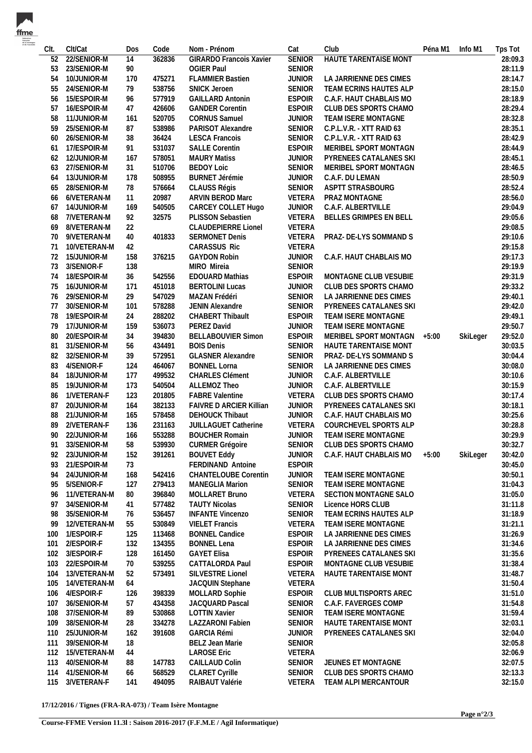| Clt. | Clt/Cat | Dos | Code | Nom - Prénom | Cat | Club | Péna M1 | Info M1 | Tps Tot |
|---|---|---|---|---|---|---|---|---|---|
| 52 | 22/SENIOR-M | 14 | 362836 | GIRARDO Francois Xavier | SENIOR | HAUTE TARENTAISE MONT | | | 28:09.3 |
| 53 | 23/SENIOR-M | 90 | | OGIER Paul | SENIOR | | | | 28:11.9 |
| 54 | 10/JUNIOR-M | 170 | 475271 | FLAMMIER Bastien | JUNIOR | LA JARRIENNE DES CIMES | | | 28:14.7 |
| 55 | 24/SENIOR-M | 79 | 538756 | SNICK Jeroen | SENIOR | TEAM ECRINS HAUTES ALP | | | 28:15.0 |
| 56 | 15/ESPOIR-M | 96 | 577919 | GAILLARD Antonin | ESPOIR | C.A.F. HAUT CHABLAIS MO | | | 28:18.9 |
| 57 | 16/ESPOIR-M | 47 | 426606 | GANDER Corentin | ESPOIR | CLUB DES SPORTS CHAMO | | | 28:29.4 |
| 58 | 11/JUNIOR-M | 161 | 520705 | CORNUS Samuel | JUNIOR | TEAM ISERE MONTAGNE | | | 28:32.8 |
| 59 | 25/SENIOR-M | 87 | 538986 | PARISOT Alexandre | SENIOR | C.P.L.V.R. - XTT RAID 63 | | | 28:35.1 |
| 60 | 26/SENIOR-M | 38 | 36424 | LESCA Francois | SENIOR | C.P.L.V.R. - XTT RAID 63 | | | 28:42.9 |
| 61 | 17/ESPOIR-M | 91 | 531037 | SALLE Corentin | ESPOIR | MERIBEL SPORT MONTAGN | | | 28:44.9 |
| 62 | 12/JUNIOR-M | 167 | 578051 | MAURY Matiss | JUNIOR | PYRENEES CATALANES SKI | | | 28:45.1 |
| 63 | 27/SENIOR-M | 31 | 510706 | BEDOY Loic | SENIOR | MERIBEL SPORT MONTAGN | | | 28:46.5 |
| 64 | 13/JUNIOR-M | 178 | 508955 | BURNET Jérémie | JUNIOR | C.A.F. DU LEMAN | | | 28:50.9 |
| 65 | 28/SENIOR-M | 78 | 576664 | CLAUSS Régis | SENIOR | ASPTT STRASBOURG | | | 28:52.4 |
| 66 | 6/VETERAN-M | 11 | 20987 | ARVIN BEROD Marc | VETERA | PRAZ MONTAGNE | | | 28:56.0 |
| 67 | 14/JUNIOR-M | 169 | 540505 | CARCEY COLLET Hugo | JUNIOR | C.A.F. ALBERTVILLE | | | 29:04.9 |
| 68 | 7/VETERAN-M | 92 | 32575 | PLISSON Sebastien | VETERA | BELLES GRIMPES EN BELL | | | 29:05.6 |
| 69 | 8/VETERAN-M | 22 | | CLAUDEPIERRE Lionel | VETERA | | | | 29:08.5 |
| 70 | 9/VETERAN-M | 40 | 401833 | SERMONET Denis | VETERA | PRAZ- DE-LYS SOMMAND S | | | 29:10.6 |
| 71 | 10/VETERAN-M | 42 | | CARASSUS Ric | VETERA | | | | 29:15.8 |
| 72 | 15/JUNIOR-M | 158 | 376215 | GAYDON Robin | JUNIOR | C.A.F. HAUT CHABLAIS MO | | | 29:17.3 |
| 73 | 3/SENIOR-F | 138 | | MIRO Mireia | SENIOR | | | | 29:19.9 |
| 74 | 18/ESPOIR-M | 36 | 542556 | EDOUARD Mathias | ESPOIR | MONTAGNE CLUB VESUBIE | | | 29:31.9 |
| 75 | 16/JUNIOR-M | 171 | 451018 | BERTOLINI Lucas | JUNIOR | CLUB DES SPORTS CHAMO | | | 29:33.2 |
| 76 | 29/SENIOR-M | 29 | 547029 | MAZAN Frédéri | SENIOR | LA JARRIENNE DES CIMES | | | 29:40.1 |
| 77 | 30/SENIOR-M | 101 | 578288 | JENIN Alexandre | SENIOR | PYRENEES CATALANES SKI | | | 29:42.0 |
| 78 | 19/ESPOIR-M | 24 | 288202 | CHABERT Thibault | ESPOIR | TEAM ISERE MONTAGNE | | | 29:49.1 |
| 79 | 17/JUNIOR-M | 159 | 536073 | PEREZ David | JUNIOR | TEAM ISERE MONTAGNE | | | 29:50.7 |
| 80 | 20/ESPOIR-M | 34 | 394830 | BELLABOUVIER Simon | ESPOIR | MERIBEL SPORT MONTAGN | +5:00 | SkiLeger | 29:52.0 |
| 81 | 31/SENIOR-M | 56 | 434491 | BOIS Denis | SENIOR | HAUTE TARENTAISE MONT | | | 30:03.5 |
| 82 | 32/SENIOR-M | 39 | 572951 | GLASNER Alexandre | SENIOR | PRAZ- DE-LYS SOMMAND S | | | 30:04.4 |
| 83 | 4/SENIOR-F | 124 | 464067 | BONNEL Lorna | SENIOR | LA JARRIENNE DES CIMES | | | 30:08.0 |
| 84 | 18/JUNIOR-M | 177 | 499532 | CHARLES Clément | JUNIOR | C.A.F. ALBERTVILLE | | | 30:10.6 |
| 85 | 19/JUNIOR-M | 173 | 540504 | ALLEMOZ Theo | JUNIOR | C.A.F. ALBERTVILLE | | | 30:15.9 |
| 86 | 1/VETERAN-F | 123 | 201805 | FABRE Valentine | VETERA | CLUB DES SPORTS CHAMO | | | 30:17.4 |
| 87 | 20/JUNIOR-M | 164 | 382133 | FAIVRE D ARCIER Killian | JUNIOR | PYRENEES CATALANES SKI | | | 30:18.1 |
| 88 | 21/JUNIOR-M | 165 | 578458 | DEHOUCK Thibaut | JUNIOR | C.A.F. HAUT CHABLAIS MO | | | 30:25.6 |
| 89 | 2/VETERAN-F | 136 | 231163 | JUILLAGUET Catherine | VETERA | COURCHEVEL SPORTS ALP | | | 30:28.8 |
| 90 | 22/JUNIOR-M | 166 | 553288 | BOUCHER Romain | JUNIOR | TEAM ISERE MONTAGNE | | | 30:29.9 |
| 91 | 33/SENIOR-M | 58 | 539930 | CURMER Grégoire | SENIOR | CLUB DES SPORTS CHAMO | | | 30:32.7 |
| 92 | 23/JUNIOR-M | 152 | 391261 | BOUVET Eddy | JUNIOR | C.A.F. HAUT CHABLAIS MO | +5:00 | SkiLeger | 30:42.0 |
| 93 | 21/ESPOIR-M | 73 | | FERDINAND Antoine | ESPOIR | | | | 30:45.0 |
| 94 | 24/JUNIOR-M | 168 | 542416 | CHANTELOUBE Corentin | JUNIOR | TEAM ISERE MONTAGNE | | | 30:50.1 |
| 95 | 5/SENIOR-F | 127 | 279413 | MANEGLIA Marion | SENIOR | TEAM ISERE MONTAGNE | | | 31:04.3 |
| 96 | 11/VETERAN-M | 80 | 396840 | MOLLARET Bruno | VETERA | SECTION MONTAGNE SALO | | | 31:05.0 |
| 97 | 34/SENIOR-M | 41 | 577482 | TAUTY Nicolas | SENIOR | Licence HORS CLUB | | | 31:11.8 |
| 98 | 35/SENIOR-M | 76 | 536457 | INFANTE Vincenzo | SENIOR | TEAM ECRINS HAUTES ALP | | | 31:18.9 |
| 99 | 12/VETERAN-M | 55 | 530849 | VIELET Francis | VETERA | TEAM ISERE MONTAGNE | | | 31:21.1 |
| 100 | 1/ESPOIR-F | 125 | 113468 | BONNEL Candice | ESPOIR | LA JARRIENNE DES CIMES | | | 31:26.9 |
| 101 | 2/ESPOIR-F | 132 | 134355 | BONNEL Lena | ESPOIR | LA JARRIENNE DES CIMES | | | 31:34.6 |
| 102 | 3/ESPOIR-F | 128 | 161450 | GAYET Elisa | ESPOIR | PYRENEES CATALANES SKI | | | 31:35.6 |
| 103 | 22/ESPOIR-M | 70 | 539255 | CATTALORDA Paul | ESPOIR | MONTAGNE CLUB VESUBIE | | | 31:38.4 |
| 104 | 13/VETERAN-M | 52 | 573491 | SILVESTRE Lionel | VETERA | HAUTE TARENTAISE MONT | | | 31:48.7 |
| 105 | 14/VETERAN-M | 64 | | JACQUIN Stephane | VETERA | | | | 31:50.4 |
| 106 | 4/ESPOIR-F | 126 | 398339 | MOLLARD Sophie | ESPOIR | CLUB MULTISPORTS AREC | | | 31:51.0 |
| 107 | 36/SENIOR-M | 57 | 434358 | JACQUARD Pascal | SENIOR | C.A.F. FAVERGES COMP | | | 31:54.8 |
| 108 | 37/SENIOR-M | 89 | 530868 | LOTTIN Xavier | SENIOR | TEAM ISERE MONTAGNE | | | 31:59.4 |
| 109 | 38/SENIOR-M | 28 | 334278 | LAZZARONI Fabien | SENIOR | HAUTE TARENTAISE MONT | | | 32:03.1 |
| 110 | 25/JUNIOR-M | 162 | 391608 | GARCIA Rémi | JUNIOR | PYRENEES CATALANES SKI | | | 32:04.0 |
| 111 | 39/SENIOR-M | 18 | | BELZ Jean Marie | SENIOR | | | | 32:05.8 |
| 112 | 15/VETERAN-M | 44 | | LAROSE Eric | VETERA | | | | 32:06.9 |
| 113 | 40/SENIOR-M | 88 | 147783 | CAILLAUD Colin | SENIOR | JEUNES ET MONTAGNE | | | 32:07.5 |
| 114 | 41/SENIOR-M | 66 | 568529 | CLARET Cyrille | SENIOR | CLUB DES SPORTS CHAMO | | | 32:13.3 |
| 115 | 3/VETERAN-F | 141 | 494095 | RAIBAUT Valérie | VETERA | TEAM ALPI MERCANTOUR | | | 32:15.0 |

**17/12/2016 / Tignes (FRA-RA-073) / Team Isère Montagne**

**Course-FFME Version 11.3l : Saison 2016-2017 (F.F.M.E / Agil Informatique)**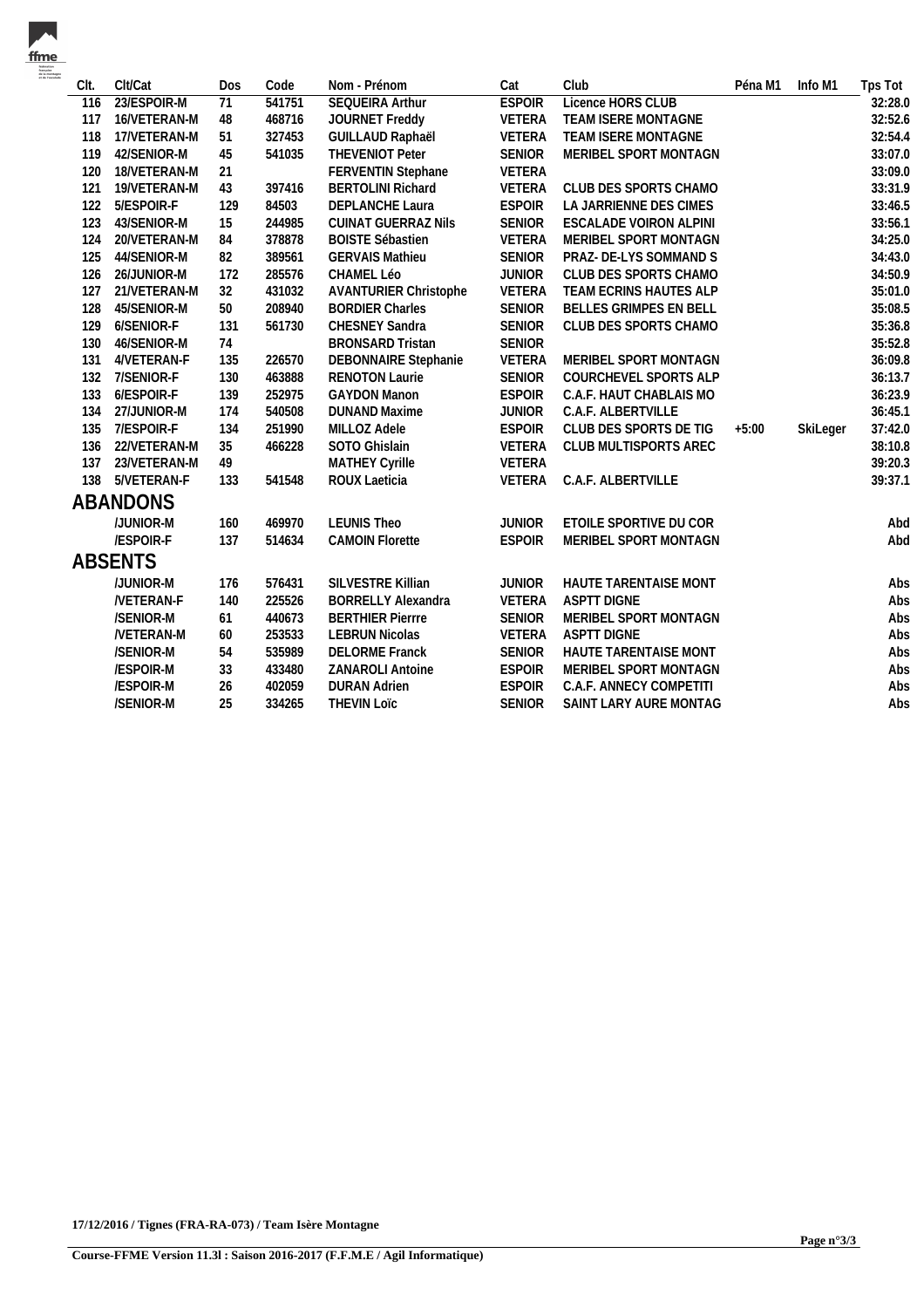| Clt. | Clt/Cat | Dos | Code | Nom - Prénom | Cat | Club | Péna M1 | Info M1 | Tps Tot |
|---|---|---|---|---|---|---|---|---|---|
| 116 | 23/ESPOIR-M | 71 | 541751 | SEQUEIRA Arthur | ESPOIR | Licence HORS CLUB | | | 32:28.0 |
| 117 | 16/VETERAN-M | 48 | 468716 | JOURNET Freddy | VETERA | TEAM ISERE MONTAGNE | | | 32:52.6 |
| 118 | 17/VETERAN-M | 51 | 327453 | GUILLAUD Raphaël | VETERA | TEAM ISERE MONTAGNE | | | 32:54.4 |
| 119 | 42/SENIOR-M | 45 | 541035 | THEVENIOT Peter | SENIOR | MERIBEL SPORT MONTAGN | | | 33:07.0 |
| 120 | 18/VETERAN-M | 21 | | FERVENTIN Stephane | VETERA | | | | 33:09.0 |
| 121 | 19/VETERAN-M | 43 | 397416 | BERTOLINI Richard | VETERA | CLUB DES SPORTS CHAMO | | | 33:31.9 |
| 122 | 5/ESPOIR-F | 129 | 84503 | DEPLANCHE Laura | ESPOIR | LA JARRIENNE DES CIMES | | | 33:46.5 |
| 123 | 43/SENIOR-M | 15 | 244985 | CUINAT GUERRAZ Nils | SENIOR | ESCALADE VOIRON ALPINI | | | 33:56.1 |
| 124 | 20/VETERAN-M | 84 | 378878 | BOISTE Sébastien | VETERA | MERIBEL SPORT MONTAGN | | | 34:25.0 |
| 125 | 44/SENIOR-M | 82 | 389561 | GERVAIS Mathieu | SENIOR | PRAZ- DE-LYS SOMMAND S | | | 34:43.0 |
| 126 | 26/JUNIOR-M | 172 | 285576 | CHAMEL Léo | JUNIOR | CLUB DES SPORTS CHAMO | | | 34:50.9 |
| 127 | 21/VETERAN-M | 32 | 431032 | AVANTURIER Christophe | VETERA | TEAM ECRINS HAUTES ALP | | | 35:01.0 |
| 128 | 45/SENIOR-M | 50 | 208940 | BORDIER Charles | SENIOR | BELLES GRIMPES EN BELL | | | 35:08.5 |
| 129 | 6/SENIOR-F | 131 | 561730 | CHESNEY Sandra | SENIOR | CLUB DES SPORTS CHAMO | | | 35:36.8 |
| 130 | 46/SENIOR-M | 74 | | BRONSARD Tristan | SENIOR | | | | 35:52.8 |
| 131 | 4/VETERAN-F | 135 | 226570 | DEBONNAIRE Stephanie | VETERA | MERIBEL SPORT MONTAGN | | | 36:09.8 |
| 132 | 7/SENIOR-F | 130 | 463888 | RENOTON Laurie | SENIOR | COURCHEVEL SPORTS ALP | | | 36:13.7 |
| 133 | 6/ESPOIR-F | 139 | 252975 | GAYDON Manon | ESPOIR | C.A.F. HAUT CHABLAIS MO | | | 36:23.9 |
| 134 | 27/JUNIOR-M | 174 | 540508 | DUNAND Maxime | JUNIOR | C.A.F. ALBERTVILLE | | | 36:45.1 |
| 135 | 7/ESPOIR-F | 134 | 251990 | MILLOZ Adele | ESPOIR | CLUB DES SPORTS DE TIG | +5:00 | SkiLeger | 37:42.0 |
| 136 | 22/VETERAN-M | 35 | 466228 | SOTO Ghislain | VETERA | CLUB MULTISPORTS AREC | | | 38:10.8 |
| 137 | 23/VETERAN-M | 49 | | MATHEY Cyrille | VETERA | | | | 39:20.3 |
| 138 | 5/VETERAN-F | 133 | 541548 | ROUX Laeticia | VETERA | C.A.F. ALBERTVILLE | | | 39:37.1 |

## ABANDONS

| Clt. | Clt/Cat | Dos | Code | Nom - Prénom | Cat | Club | Péna M1 | Info M1 | Tps Tot |
|---|---|---|---|---|---|---|---|---|---|
| | /JUNIOR-M | 160 | 469970 | LEUNIS Theo | JUNIOR | ETOILE SPORTIVE DU COR | | | Abd |
| | /ESPOIR-F | 137 | 514634 | CAMOIN Florette | ESPOIR | MERIBEL SPORT MONTAGN | | | Abd |

## ABSENTS

| Clt. | Clt/Cat | Dos | Code | Nom - Prénom | Cat | Club | Péna M1 | Info M1 | Tps Tot |
|---|---|---|---|---|---|---|---|---|---|
| | /JUNIOR-M | 176 | 576431 | SILVESTRE Killian | JUNIOR | HAUTE TARENTAISE MONT | | | Abs |
| | /VETERAN-F | 140 | 225526 | BORRELLY Alexandra | VETERA | ASPTT DIGNE | | | Abs |
| | /SENIOR-M | 61 | 440673 | BERTHIER Pierrre | SENIOR | MERIBEL SPORT MONTAGN | | | Abs |
| | /VETERAN-M | 60 | 253533 | LEBRUN Nicolas | VETERA | ASPTT DIGNE | | | Abs |
| | /SENIOR-M | 54 | 535989 | DELORME Franck | SENIOR | HAUTE TARENTAISE MONT | | | Abs |
| | /ESPOIR-M | 33 | 433480 | ZANAROLI Antoine | ESPOIR | MERIBEL SPORT MONTAGN | | | Abs |
| | /ESPOIR-M | 26 | 402059 | DURAN Adrien | ESPOIR | C.A.F. ANNECY COMPETITI | | | Abs |
| | /SENIOR-M | 25 | 334265 | THEVIN Loïc | SENIOR | SAINT LARY AURE MONTAG | | | Abs |

**17/12/2016 / Tignes (FRA-RA-073) / Team Isère Montagne**

**Course-FFME Version 11.3l : Saison 2016-2017 (F.F.M.E / Agil Informatique)**